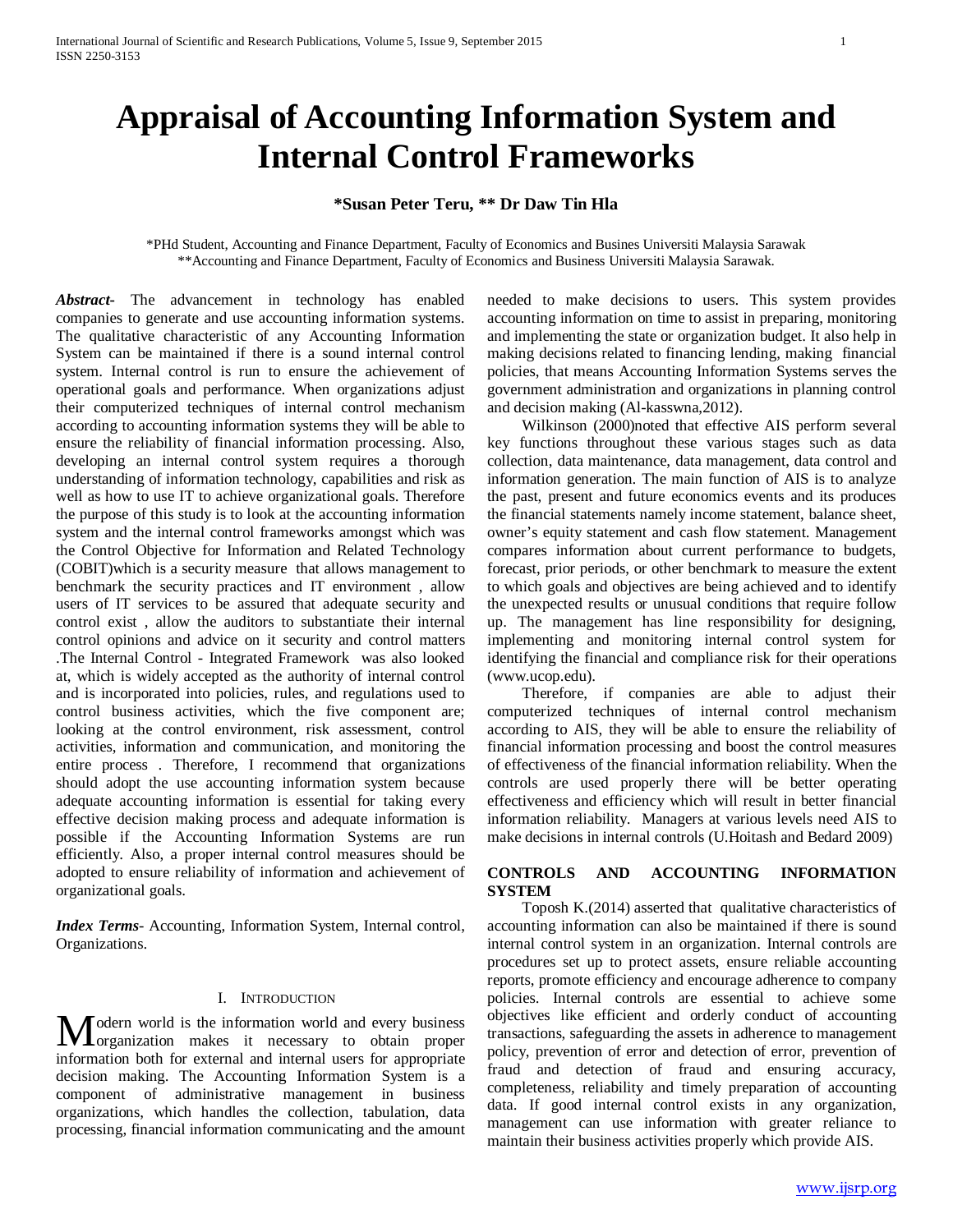# Appraisal of Accounting Information System and Internal Control Frameworks

**\*Susan Peter Teru, \*\* Dr Daw Tin Hla**

\*PHd Student, Accounting and Finance Department, Faculty of Economics and Busines Universiti Malaysia Sarawak
\*\*Accounting and Finance Department, Faculty of Economics and Business Universiti Malaysia Sarawak.

***Abstract-*** The advancement in technology has enabled companies to generate and use accounting information systems. The qualitative characteristic of any Accounting Information System can be maintained if there is a sound internal control system. Internal control is run to ensure the achievement of operational goals and performance. When organizations adjust their computerized techniques of internal control mechanism according to accounting information systems they will be able to ensure the reliability of financial information processing. Also, developing an internal control system requires a thorough understanding of information technology, capabilities and risk as well as how to use IT to achieve organizational goals. Therefore the purpose of this study is to look at the accounting information system and the internal control frameworks amongst which was the Control Objective for Information and Related Technology (COBIT)which is a security measure that allows management to benchmark the security practices and IT environment , allow users of IT services to be assured that adequate security and control exist , allow the auditors to substantiate their internal control opinions and advice on it security and control matters .The Internal Control - Integrated Framework was also looked at, which is widely accepted as the authority of internal control and is incorporated into policies, rules, and regulations used to control business activities, which the five component are; looking at the control environment, risk assessment, control activities, information and communication, and monitoring the entire process . Therefore, I recommend that organizations should adopt the use accounting information system because adequate accounting information is essential for taking every effective decision making process and adequate information is possible if the Accounting Information Systems are run efficiently. Also, a proper internal control measures should be adopted to ensure reliability of information and achievement of organizational goals.

***Index Terms-*** Accounting, Information System, Internal control, Organizations.

## I. Introduction

Modern world is the information world and every business organization makes it necessary to obtain proper information both for external and internal users for appropriate decision making. The Accounting Information System is a component of administrative management in business organizations, which handles the collection, tabulation, data processing, financial information communicating and the amount needed to make decisions to users. This system provides accounting information on time to assist in preparing, monitoring and implementing the state or organization budget. It also help in making decisions related to financing lending, making financial policies, that means Accounting Information Systems serves the government administration and organizations in planning control and decision making (Al-kasswna,2012).

Wilkinson (2000)noted that effective AIS perform several key functions throughout these various stages such as data collection, data maintenance, data management, data control and information generation. The main function of AIS is to analyze the past, present and future economics events and its produces the financial statements namely income statement, balance sheet, owner's equity statement and cash flow statement. Management compares information about current performance to budgets, forecast, prior periods, or other benchmark to measure the extent to which goals and objectives are being achieved and to identify the unexpected results or unusual conditions that require follow up. The management has line responsibility for designing, implementing and monitoring internal control system for identifying the financial and compliance risk for their operations (www.ucop.edu).

Therefore, if companies are able to adjust their computerized techniques of internal control mechanism according to AIS, they will be able to ensure the reliability of financial information processing and boost the control measures of effectiveness of the financial information reliability. When the controls are used properly there will be better operating effectiveness and efficiency which will result in better financial information reliability. Managers at various levels need AIS to make decisions in internal controls (U.Hoitash and Bedard 2009)

## CONTROLS AND ACCOUNTING INFORMATION SYSTEM

Toposh K.(2014) asserted that qualitative characteristics of accounting information can also be maintained if there is sound internal control system in an organization. Internal controls are procedures set up to protect assets, ensure reliable accounting reports, promote efficiency and encourage adherence to company policies. Internal controls are essential to achieve some objectives like efficient and orderly conduct of accounting transactions, safeguarding the assets in adherence to management policy, prevention of error and detection of error, prevention of fraud and detection of fraud and ensuring accuracy, completeness, reliability and timely preparation of accounting data. If good internal control exists in any organization, management can use information with greater reliance to maintain their business activities properly which provide AIS.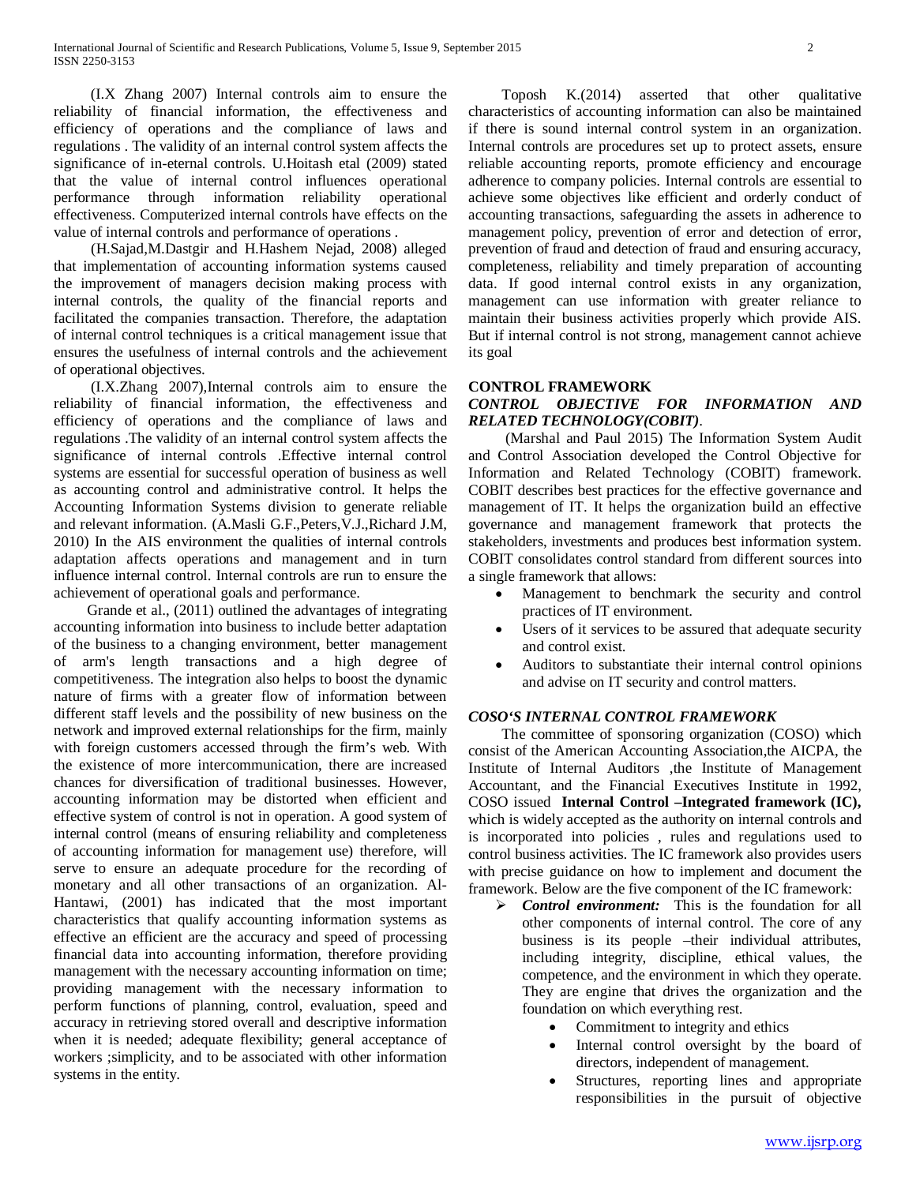(I.X Zhang 2007) Internal controls aim to ensure the reliability of financial information, the effectiveness and efficiency of operations and the compliance of laws and regulations . The validity of an internal control system affects the significance of in-eternal controls. U.Hoitash etal (2009) stated that the value of internal control influences operational performance through information reliability operational effectiveness. Computerized internal controls have effects on the value of internal controls and performance of operations .

(H.Sajad,M.Dastgir and H.Hashem Nejad, 2008) alleged that implementation of accounting information systems caused the improvement of managers decision making process with internal controls, the quality of the financial reports and facilitated the companies transaction. Therefore, the adaptation of internal control techniques is a critical management issue that ensures the usefulness of internal controls and the achievement of operational objectives.

(I.X.Zhang 2007),Internal controls aim to ensure the reliability of financial information, the effectiveness and efficiency of operations and the compliance of laws and regulations .The validity of an internal control system affects the significance of internal controls .Effective internal control systems are essential for successful operation of business as well as accounting control and administrative control. It helps the Accounting Information Systems division to generate reliable and relevant information. (A.Masli G.F.,Peters,V.J.,Richard J.M, 2010) In the AIS environment the qualities of internal controls adaptation affects operations and management and in turn influence internal control. Internal controls are run to ensure the achievement of operational goals and performance.

Grande et al., (2011) outlined the advantages of integrating accounting information into business to include better adaptation of the business to a changing environment, better management of arm's length transactions and a high degree of competitiveness. The integration also helps to boost the dynamic nature of firms with a greater flow of information between different staff levels and the possibility of new business on the network and improved external relationships for the firm, mainly with foreign customers accessed through the firm's web. With the existence of more intercommunication, there are increased chances for diversification of traditional businesses. However, accounting information may be distorted when efficient and effective system of control is not in operation. A good system of internal control (means of ensuring reliability and completeness of accounting information for management use) therefore, will serve to ensure an adequate procedure for the recording of monetary and all other transactions of an organization. Al-Hantawi, (2001) has indicated that the most important characteristics that qualify accounting information systems as effective an efficient are the accuracy and speed of processing financial data into accounting information, therefore providing management with the necessary accounting information on time; providing management with the necessary information to perform functions of planning, control, evaluation, speed and accuracy in retrieving stored overall and descriptive information when it is needed; adequate flexibility; general acceptance of workers ;simplicity, and to be associated with other information systems in the entity.

Toposh K.(2014) asserted that other qualitative characteristics of accounting information can also be maintained if there is sound internal control system in an organization. Internal controls are procedures set up to protect assets, ensure reliable accounting reports, promote efficiency and encourage adherence to company policies. Internal controls are essential to achieve some objectives like efficient and orderly conduct of accounting transactions, safeguarding the assets in adherence to management policy, prevention of error and detection of error, prevention of fraud and detection of fraud and ensuring accuracy, completeness, reliability and timely preparation of accounting data. If good internal control exists in any organization, management can use information with greater reliance to maintain their business activities properly which provide AIS. But if internal control is not strong, management cannot achieve its goal

## CONTROL FRAMEWORK

### *CONTROL OBJECTIVE FOR INFORMATION AND RELATED TECHNOLOGY(COBIT)*.

(Marshal and Paul 2015) The Information System Audit and Control Association developed the Control Objective for Information and Related Technology (COBIT) framework. COBIT describes best practices for the effective governance and management of IT. It helps the organization build an effective governance and management framework that protects the stakeholders, investments and produces best information system. COBIT consolidates control standard from different sources into a single framework that allows:

- Management to benchmark the security and control practices of IT environment.
- Users of it services to be assured that adequate security and control exist.
- Auditors to substantiate their internal control opinions and advise on IT security and control matters.

### *COSO'S INTERNAL CONTROL FRAMEWORK*

The committee of sponsoring organization (COSO) which consist of the American Accounting Association,the AICPA, the Institute of Internal Auditors ,the Institute of Management Accountant, and the Financial Executives Institute in 1992, COSO issued **Internal Control –Integrated framework (IC),** which is widely accepted as the authority on internal controls and is incorporated into policies , rules and regulations used to control business activities. The IC framework also provides users with precise guidance on how to implement and document the framework. Below are the five component of the IC framework:

- ***Control environment:*** This is the foundation for all other components of internal control. The core of any business is its people –their individual attributes, including integrity, discipline, ethical values, the competence, and the environment in which they operate. They are engine that drives the organization and the foundation on which everything rest.
  - Commitment to integrity and ethics
  - Internal control oversight by the board of directors, independent of management.
  - Structures, reporting lines and appropriate responsibilities in the pursuit of objective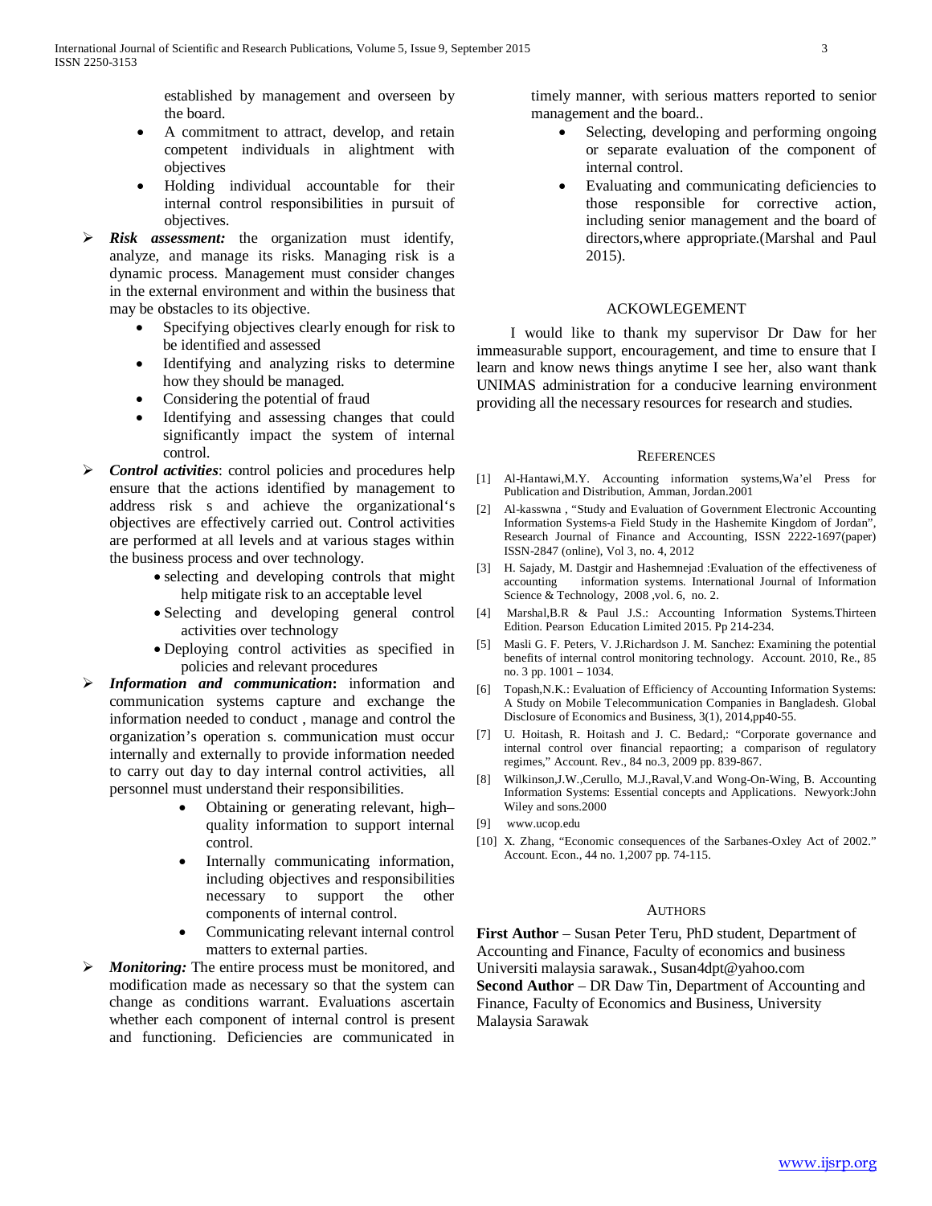established by management and overseen by the board.

- A commitment to attract, develop, and retain competent individuals in alightment with objectives
- Holding individual accountable for their internal control responsibilities in pursuit of objectives.

➢ ***Risk assessment:*** the organization must identify, analyze, and manage its risks. Managing risk is a dynamic process. Management must consider changes in the external environment and within the business that may be obstacles to its objective.

- Specifying objectives clearly enough for risk to be identified and assessed
- Identifying and analyzing risks to determine how they should be managed.
- Considering the potential of fraud
- Identifying and assessing changes that could significantly impact the system of internal control.

➢ ***Control activities***: control policies and procedures help ensure that the actions identified by management to address risk s and achieve the organizational's objectives are effectively carried out. Control activities are performed at all levels and at various stages within the business process and over technology.

- selecting and developing controls that might help mitigate risk to an acceptable level
- Selecting and developing general control activities over technology
- Deploying control activities as specified in policies and relevant procedures

➢ ***Information and communication*****:** information and communication systems capture and exchange the information needed to conduct , manage and control the organization's operation s. communication must occur internally and externally to provide information needed to carry out day to day internal control activities, all personnel must understand their responsibilities.

- Obtaining or generating relevant, high–quality information to support internal control.
- Internally communicating information, including objectives and responsibilities necessary to support the other components of internal control.
- Communicating relevant internal control matters to external parties.

➢ ***Monitoring:*** The entire process must be monitored, and modification made as necessary so that the system can change as conditions warrant. Evaluations ascertain whether each component of internal control is present and functioning. Deficiencies are communicated in timely manner, with serious matters reported to senior management and the board..

- Selecting, developing and performing ongoing or separate evaluation of the component of internal control.
- Evaluating and communicating deficiencies to those responsible for corrective action, including senior management and the board of directors,where appropriate.(Marshal and Paul 2015).

## ACKOWLEGEMENT

I would like to thank my supervisor Dr Daw for her immeasurable support, encouragement, and time to ensure that I learn and know news things anytime I see her, also want thank UNIMAS administration for a conducive learning environment providing all the necessary resources for research and studies.

## REFERENCES

[1] Al-Hantawi,M.Y. Accounting information systems,Wa'el Press for Publication and Distribution, Amman, Jordan.2001

[2] Al-kasswna , "Study and Evaluation of Government Electronic Accounting Information Systems-a Field Study in the Hashemite Kingdom of Jordan", Research Journal of Finance and Accounting, ISSN 2222-1697(paper) ISSN-2847 (online), Vol 3, no. 4, 2012

[3] H. Sajady, M. Dastgir and Hashemnejad :Evaluation of the effectiveness of accounting information systems. International Journal of Information Science & Technology, 2008 ,vol. 6, no. 2.

[4] Marshal,B.R & Paul J.S.: Accounting Information Systems.Thirteen Edition. Pearson Education Limited 2015. Pp 214-234.

[5] Masli G. F. Peters, V. J.Richardson J. M. Sanchez: Examining the potential benefits of internal control monitoring technology. Account. 2010, Re., 85 no. 3 pp. 1001 – 1034.

[6] Topash,N.K.: Evaluation of Efficiency of Accounting Information Systems: A Study on Mobile Telecommunication Companies in Bangladesh. Global Disclosure of Economics and Business, 3(1), 2014,pp40-55.

[7] U. Hoitash, R. Hoitash and J. C. Bedard,: "Corporate governance and internal control over financial repaorting; a comparison of regulatory regimes," Account. Rev., 84 no.3, 2009 pp. 839-867.

[8] Wilkinson,J.W.,Cerullo, M.J.,Raval,V.and Wong-On-Wing, B. Accounting Information Systems: Essential concepts and Applications. Newyork:John Wiley and sons.2000

[9] www.ucop.edu

[10] X. Zhang, "Economic consequences of the Sarbanes-Oxley Act of 2002." Account. Econ., 44 no. 1,2007 pp. 74-115.

## AUTHORS

**First Author** – Susan Peter Teru, PhD student, Department of Accounting and Finance, Faculty of economics and business Universiti malaysia sarawak., Susan4dpt@yahoo.com

**Second Author** – DR Daw Tin, Department of Accounting and Finance, Faculty of Economics and Business, University Malaysia Sarawak